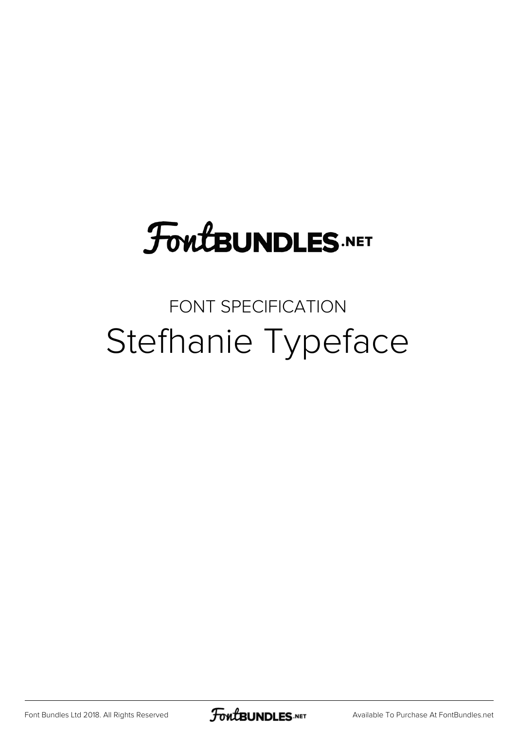FontBUNDLES.NET

FONT SPECIFICATION

# Stefhanie Typeface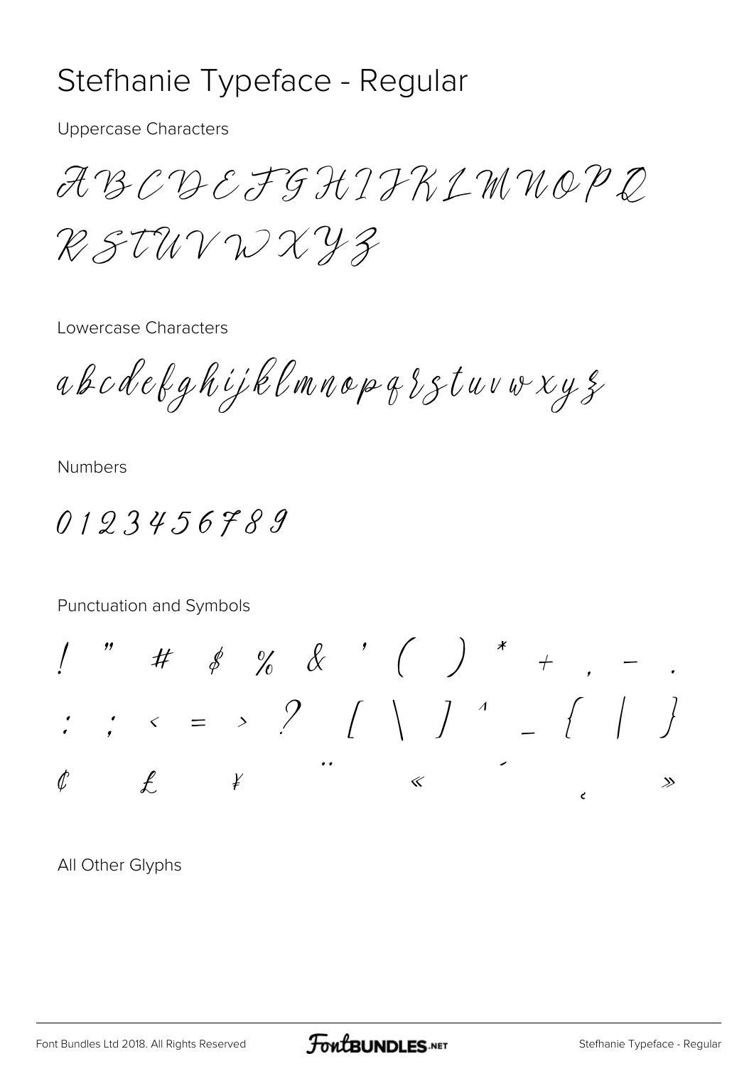# Stefhanie Typeface - Regular

Uppercase Characters

ABCDEFGHIJKLMNOPQ
RSTUVWXYZ

Lowercase Characters

abcdefghijklmnopqrstuvwxyz

Numbers

0123456789

Punctuation and Symbols

! " # $ % & ' ( ) * + , - .
: ; < = > ? [ \ ] ^ _ { | }
¢ £ ¥ ¨ « ´ ¸ »

All Other Glyphs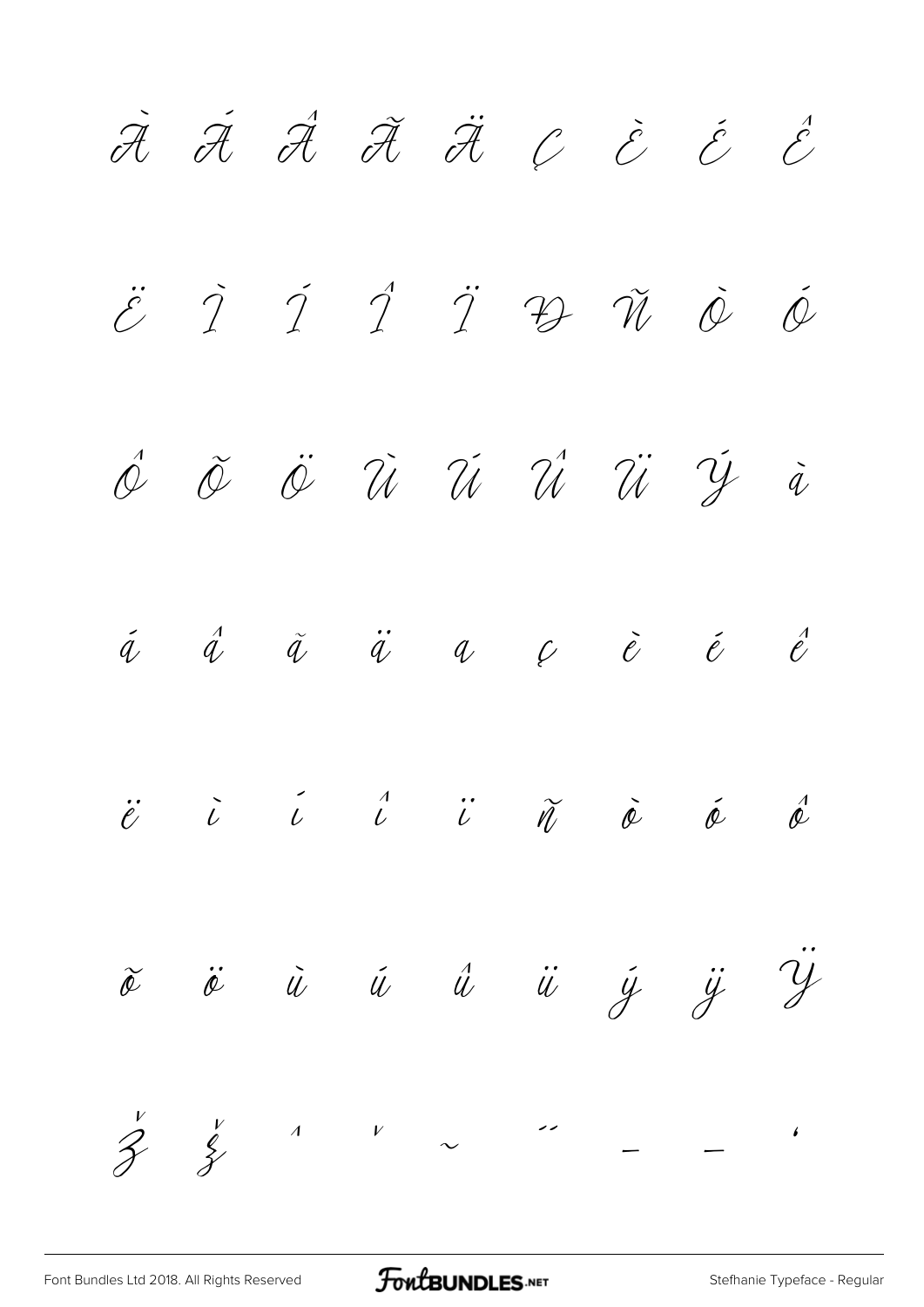À Á Â Ã Ä Ç È É Ê

Ë Ì Í Î Ï Ð Ñ Ò Ó

Ô Õ Ö Ù Ú Û Ü Ý à

á â ã ä å ç è é ê

ë ì í î ï ñ ò ó ô

õ ö ù ú û ü ý ÿ Ÿ

Ž ž ˆ ˇ ˜ ˝ – — ‘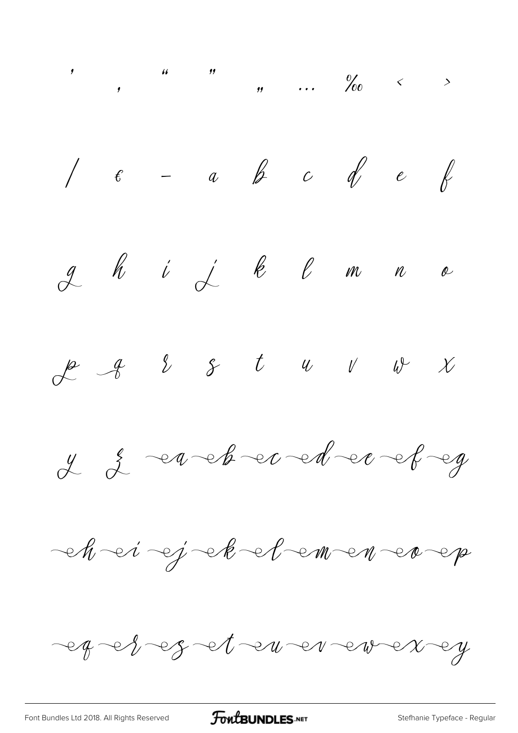' , " " „ … ‰ ‹ ›

/ € – a b c d e f

g h i j k l m n o

p q r s t u v w x

y z ea eb ec ed ee ef eg

eh ei ej ek el em en eo ep

eq er es et eu ev ew ex ey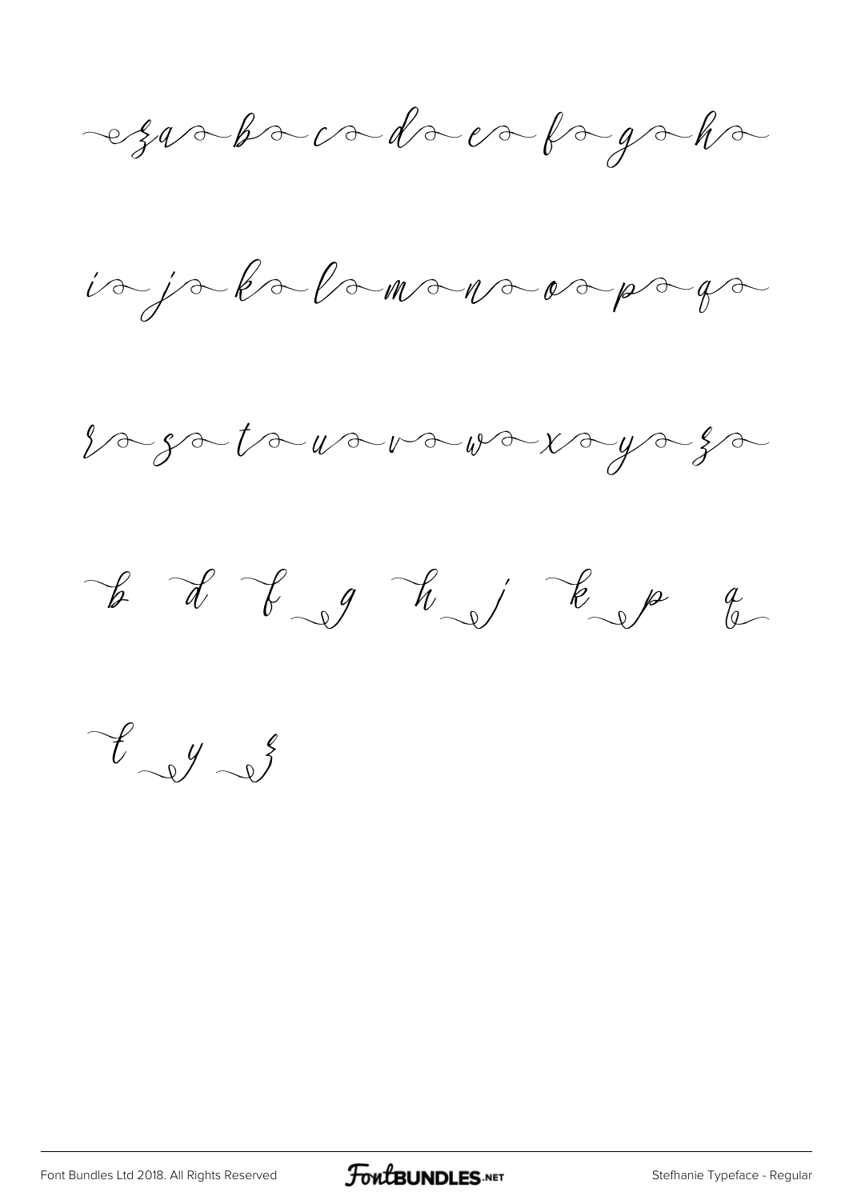za b c d e f g h

i j k l m n o p q

r s t u v w x y z

b d f g h j k p q

t y z